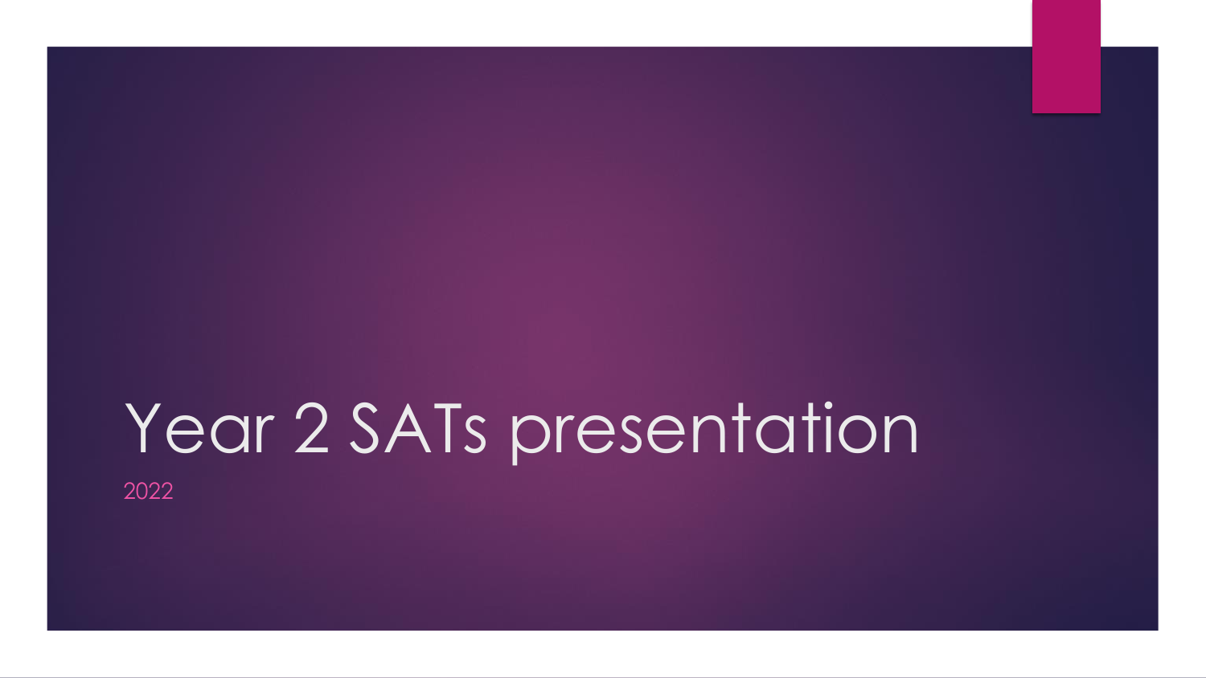# Year 2 SATs presentation

2022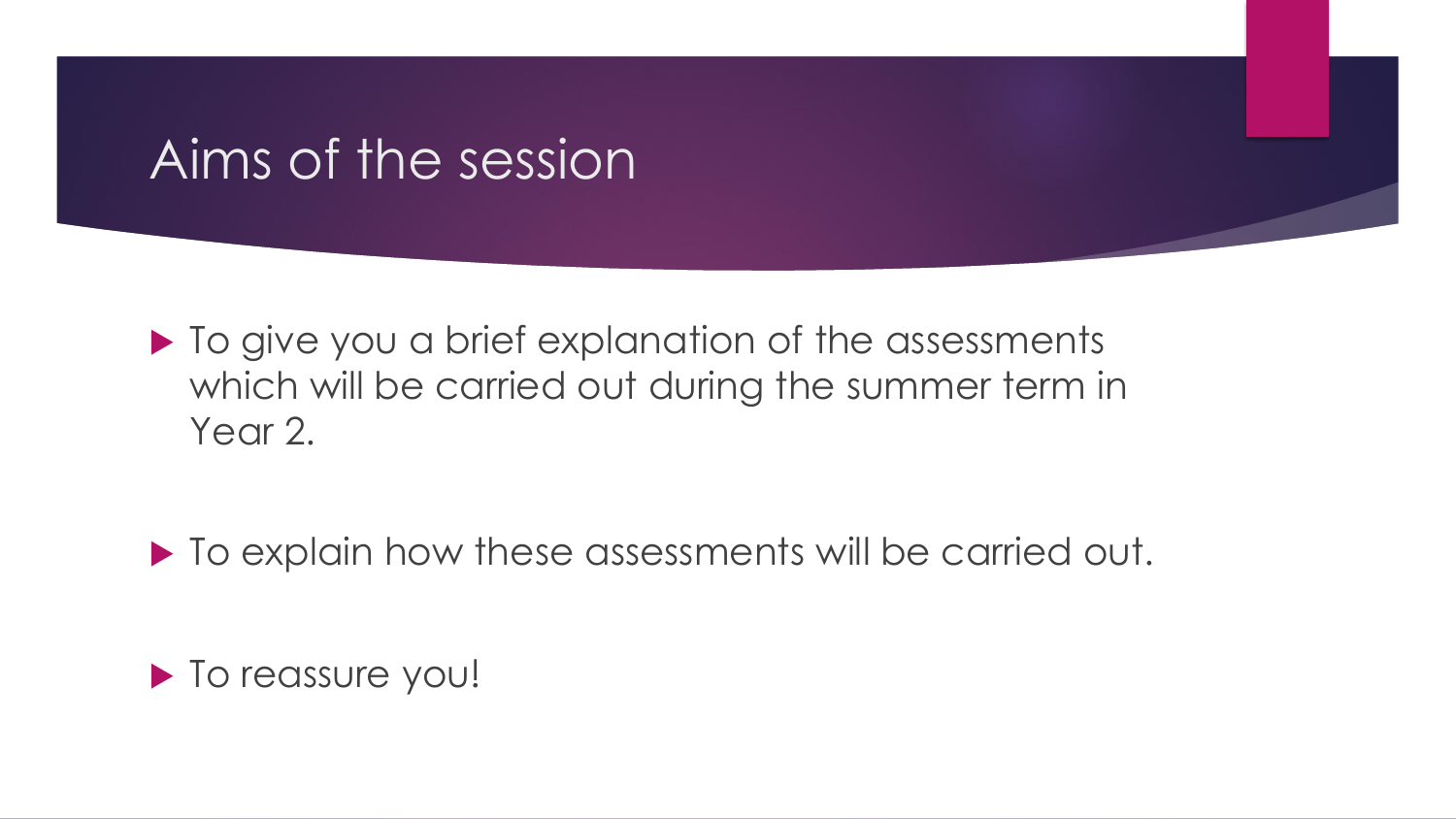# Aims of the session

- To give you a brief explanation of the assessments which will be carried out during the summer term in Year 2.
- To explain how these assessments will be carried out.
- To reassure you!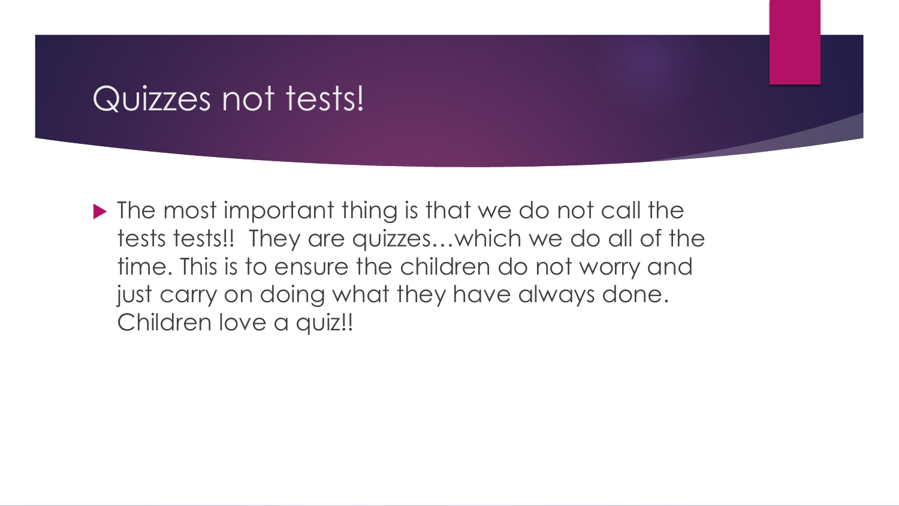# Quizzes not tests!

- The most important thing is that we do not call the tests tests!! They are quizzes…which we do all of the time. This is to ensure the children do not worry and just carry on doing what they have always done. Children love a quiz!!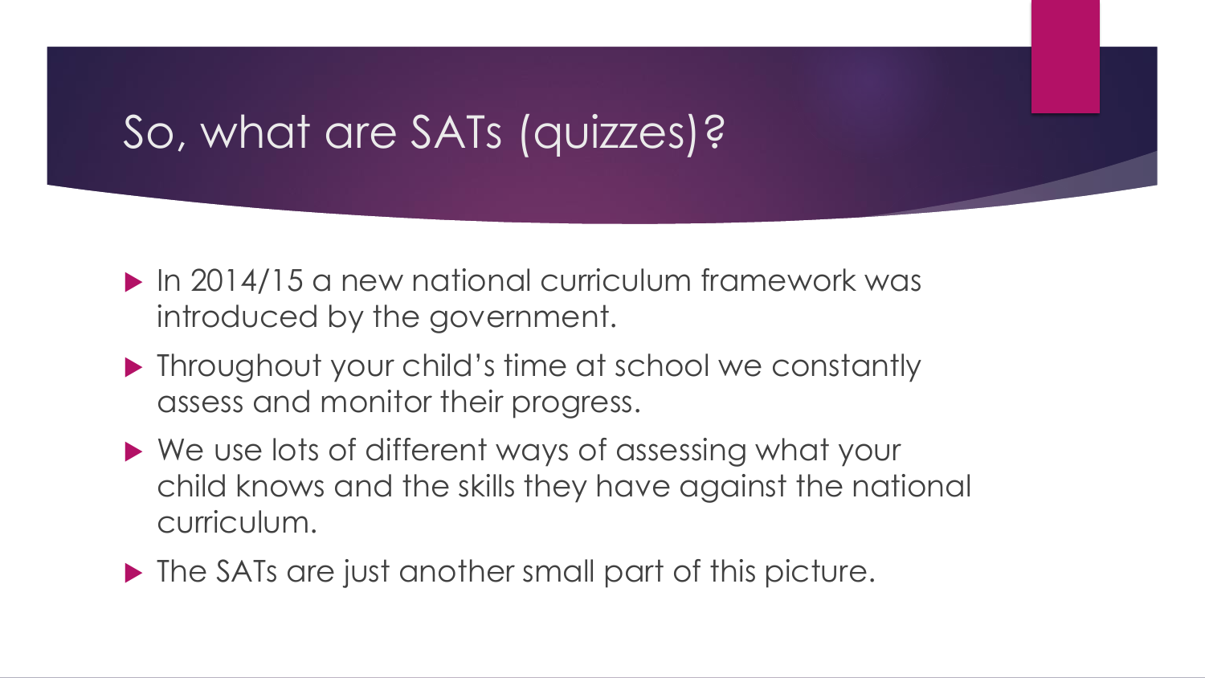# So, what are SATs (quizzes)?

- In 2014/15 a new national curriculum framework was introduced by the government.
- Throughout your child's time at school we constantly assess and monitor their progress.
- We use lots of different ways of assessing what your child knows and the skills they have against the national curriculum.
- The SATs are just another small part of this picture.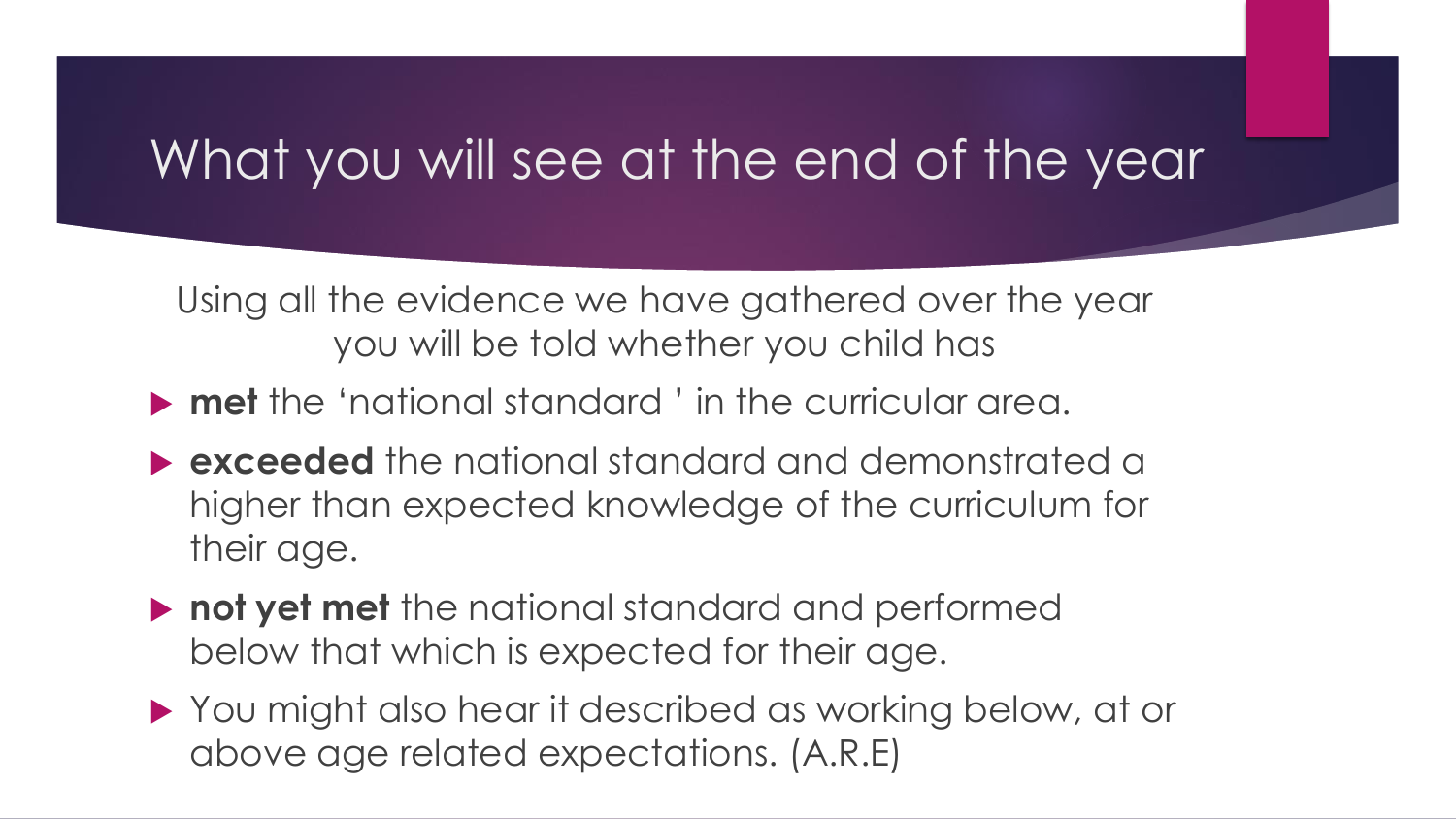# What you will see at the end of the year

Using all the evidence we have gathered over the year you will be told whether you child has

- **met** the 'national standard ' in the curricular area.
- **exceeded** the national standard and demonstrated a higher than expected knowledge of the curriculum for their age.
- **not yet met** the national standard and performed below that which is expected for their age.
- You might also hear it described as working below, at or above age related expectations. (A.R.E)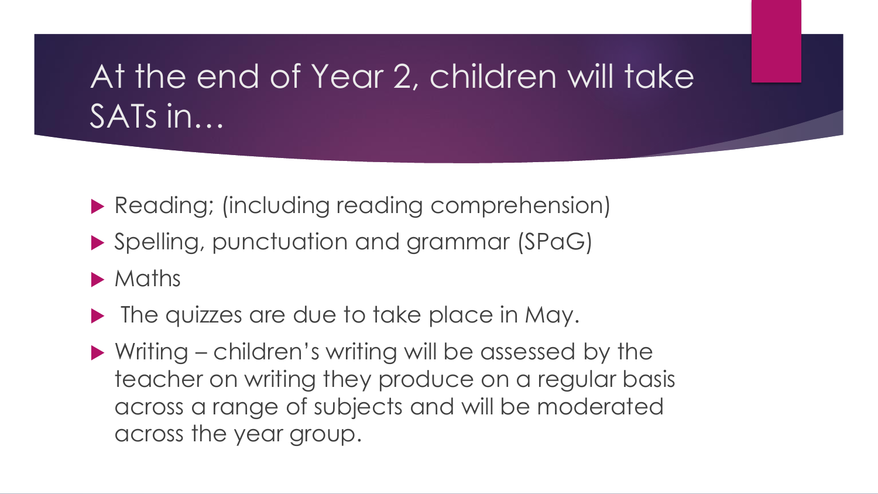# At the end of Year 2, children will take SATs in…

- Reading; (including reading comprehension)
- Spelling, punctuation and grammar (SPaG)
- Maths
- The quizzes are due to take place in May.
- Writing – children's writing will be assessed by the teacher on writing they produce on a regular basis across a range of subjects and will be moderated across the year group.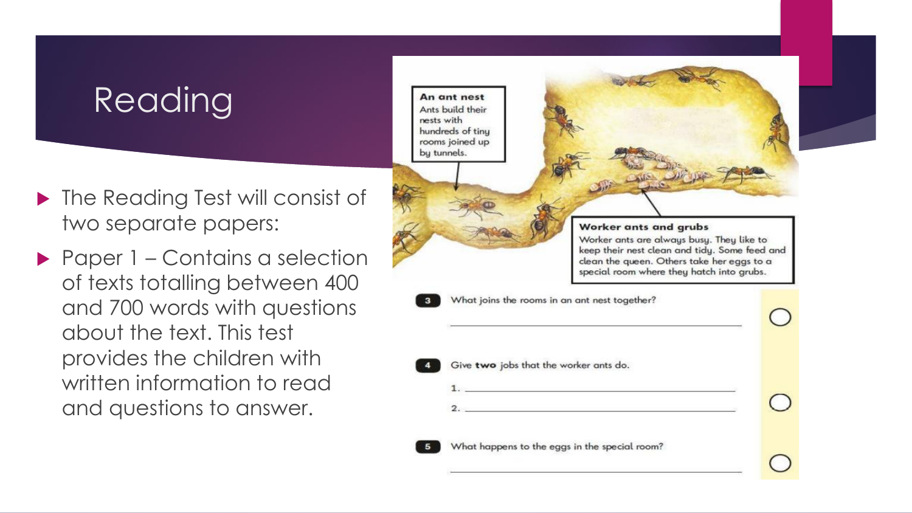# Reading

- The Reading Test will consist of two separate papers:
- Paper 1 – Contains a selection of texts totalling between 400 and 700 words with questions about the text. This test provides the children with written information to read and questions to answer.

**An ant nest**

Ants build their nests with hundreds of tiny rooms joined up by tunnels.

**Worker ants and grubs**

Worker ants are always busy. They like to keep their nest clean and tidy. Some feed and clean the queen. Others take her eggs to a special room where they hatch into grubs.

**3** What joins the rooms in an ant nest together?

______________________________

**4** Give **two** jobs that the worker ants do.

1. ______________________________
2. ______________________________

**5** What happens to the eggs in the special room?

______________________________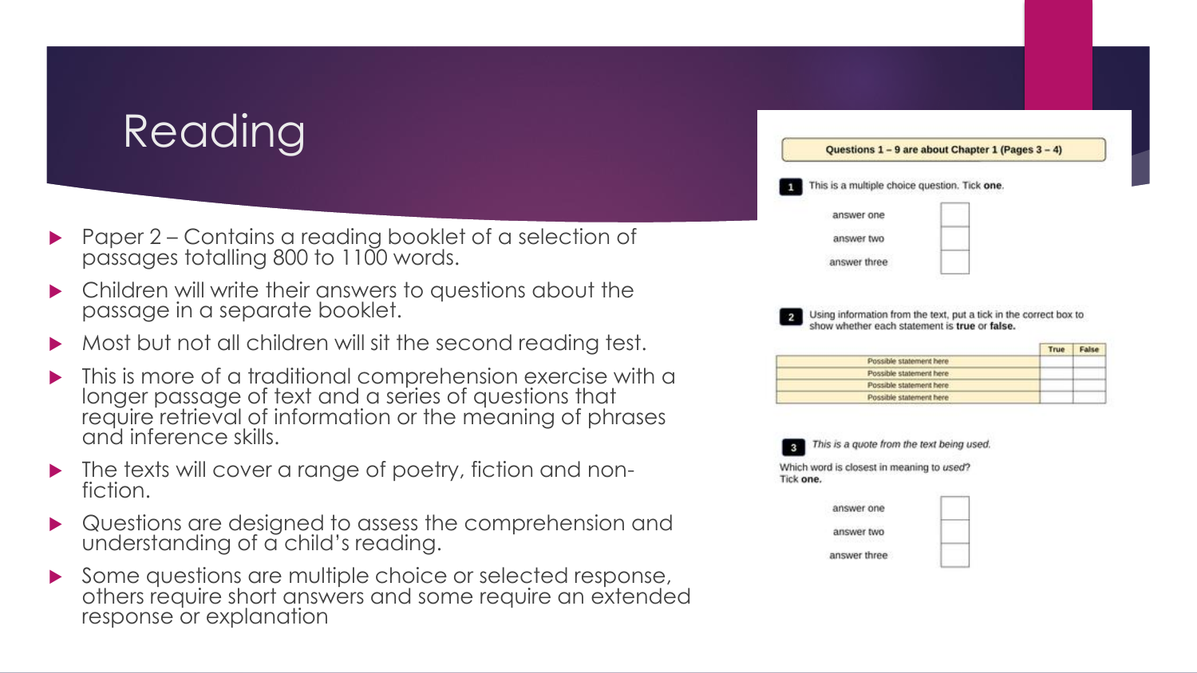# Reading

- Paper 2 – Contains a reading booklet of a selection of passages totalling 800 to 1100 words.
- Children will write their answers to questions about the passage in a separate booklet.
- Most but not all children will sit the second reading test.
- This is more of a traditional comprehension exercise with a longer passage of text and a series of questions that require retrieval of information or the meaning of phrases and inference skills.
- The texts will cover a range of poetry, fiction and non-fiction.
- Questions are designed to assess the comprehension and understanding of a child's reading.
- Some questions are multiple choice or selected response, others require short answers and some require an extended response or explanation

**Questions 1 – 9 are about Chapter 1 (Pages 3 – 4)**

**1** This is a multiple choice question. Tick **one**.

| | |
|---|---|
| answer one | ☐ |
| answer two | ☐ |
| answer three | ☐ |

**2** Using information from the text, put a tick in the correct box to show whether each statement is **true** or **false**.

| | True | False |
|---|---|---|
| Possible statement here | | |
| Possible statement here | | |
| Possible statement here | | |
| Possible statement here | | |

**3** *This is a quote from the text being used.*

Which word is closest in meaning to *used*?
Tick **one**.

| | |
|---|---|
| answer one | ☐ |
| answer two | ☐ |
| answer three | ☐ |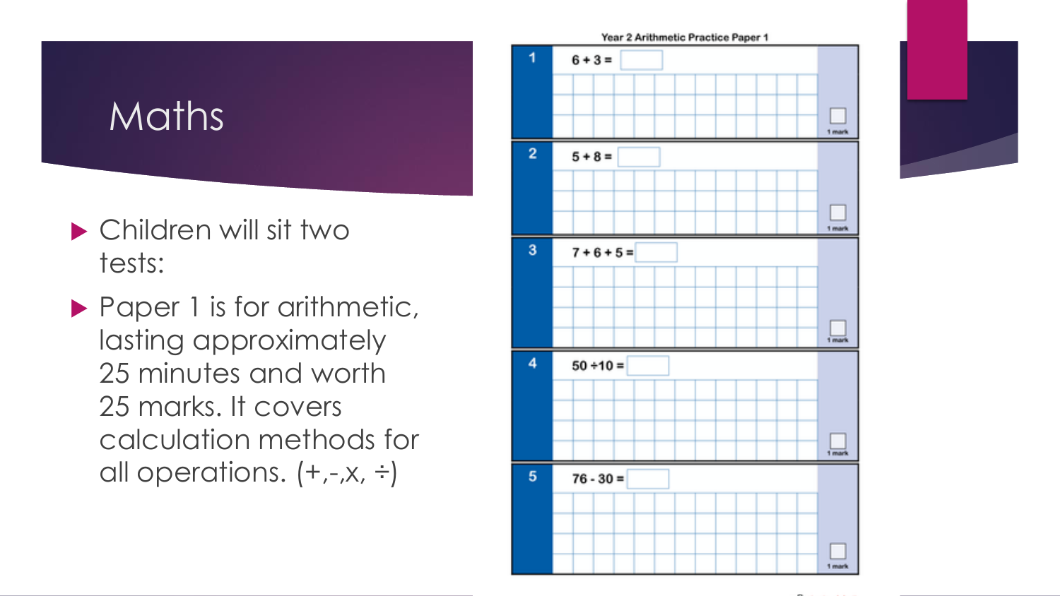# Maths

- Children will sit two tests:
- Paper 1 is for arithmetic, lasting approximately 25 minutes and worth 25 marks. It covers calculation methods for all operations. (+,-,x, ÷)

**Year 2 Arithmetic Practice Paper 1**

| | | |
|---|---|---|
| 1 | 6 + 3 = | 1 mark |
| 2 | 5 + 8 = | 1 mark |
| 3 | 7 + 6 + 5 = | 1 mark |
| 4 | 50 ÷10 = | 1 mark |
| 5 | 76 - 30 = | 1 mark |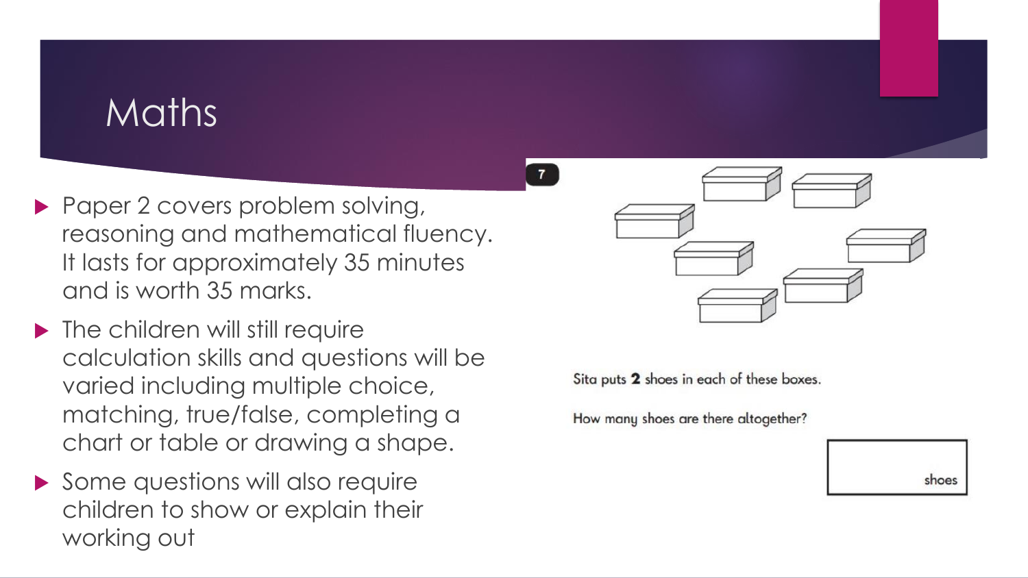# Maths

- Paper 2 covers problem solving, reasoning and mathematical fluency. It lasts for approximately 35 minutes and is worth 35 marks.
- The children will still require calculation skills and questions will be varied including multiple choice, matching, true/false, completing a chart or table or drawing a shape.
- Some questions will also require children to show or explain their working out

**7**

Sita puts **2** shoes in each of these boxes.

How many shoes are there altogether?

| shoes |
|---|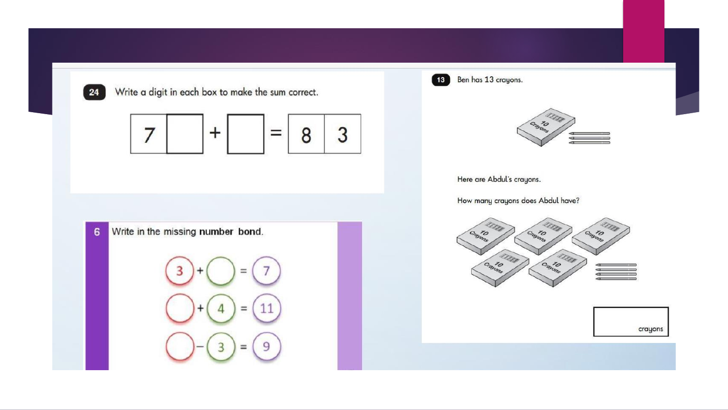**24** Write a digit in each box to make the sum correct.

$$7\square + \square = 83$$

**6** Write in the missing **number bond**.

$$3 + \bigcirc = 7$$

$$\bigcirc + 4 = 11$$

$$\bigcirc - 3 = 9$$

**13** Ben has 13 crayons.

10 Crayons

Here are Abdul's crayons.

How many crayons does Abdul have?

10 Crayons, 10 Crayons, 10 Crayons, 10 Crayons, 10 Crayons

☐ crayons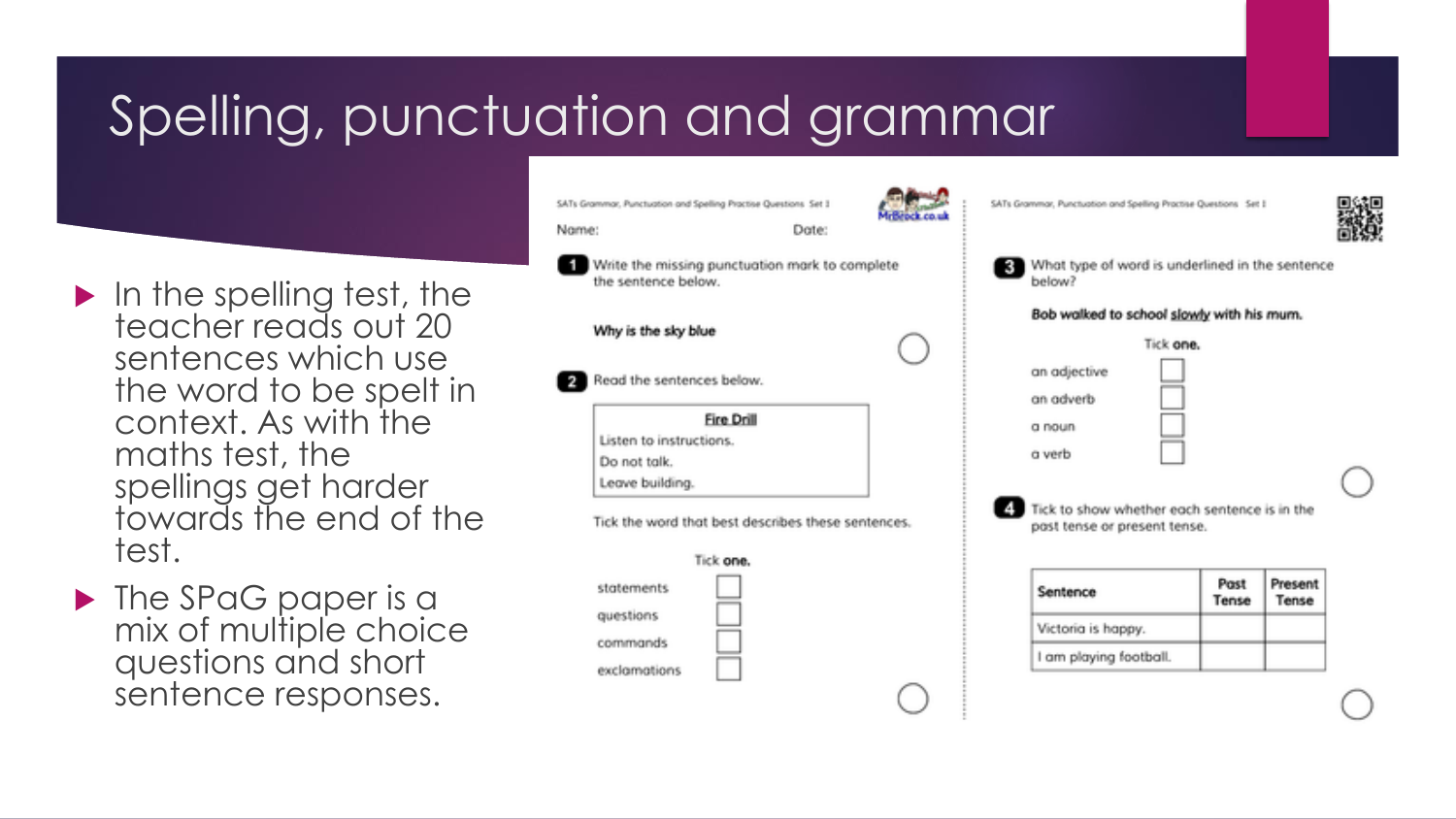# Spelling, punctuation and grammar

- In the spelling test, the teacher reads out 20 sentences which use the word to be spelt in context. As with the maths test, the spellings get harder towards the end of the test.
- The SPaG paper is a mix of multiple choice questions and short sentence responses.

SATs Grammar, Punctuation and Spelling Practise Questions Set 1

Name: Date:

**1** Write the missing punctuation mark to complete the sentence below.

**Why is the sky blue**

**2** Read the sentences below.

**Fire Drill**
Listen to instructions.
Do not talk.
Leave building.

Tick the word that best describes these sentences.

Tick **one.**

- statements ☐
- questions ☐
- commands ☐
- exclamations ☐

**3** What type of word is underlined in the sentence below?

**Bob walked to school slowly with his mum.**

Tick **one.**

- an adjective ☐
- an adverb ☐
- a noun ☐
- a verb ☐

**4** Tick to show whether each sentence is in the past tense or present tense.

| Sentence | Past Tense | Present Tense |
| --- | --- | --- |
| Victoria is happy. | | |
| I am playing football. | | |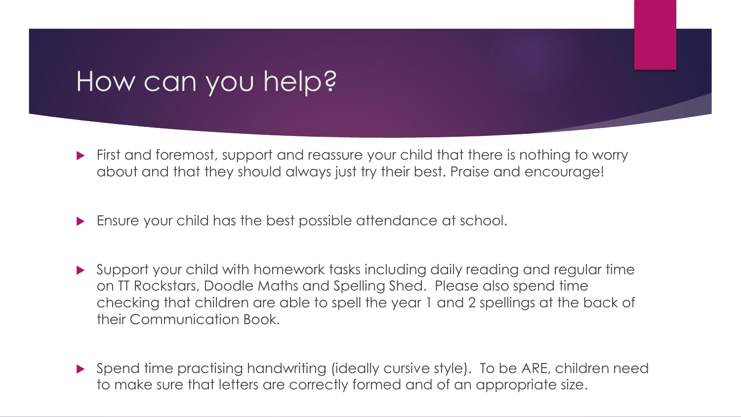# How can you help?

- First and foremost, support and reassure your child that there is nothing to worry about and that they should always just try their best. Praise and encourage!

- Ensure your child has the best possible attendance at school.

- Support your child with homework tasks including daily reading and regular time on TT Rockstars, Doodle Maths and Spelling Shed. Please also spend time checking that children are able to spell the year 1 and 2 spellings at the back of their Communication Book.

- Spend time practising handwriting (ideally cursive style). To be ARE, children need to make sure that letters are correctly formed and of an appropriate size.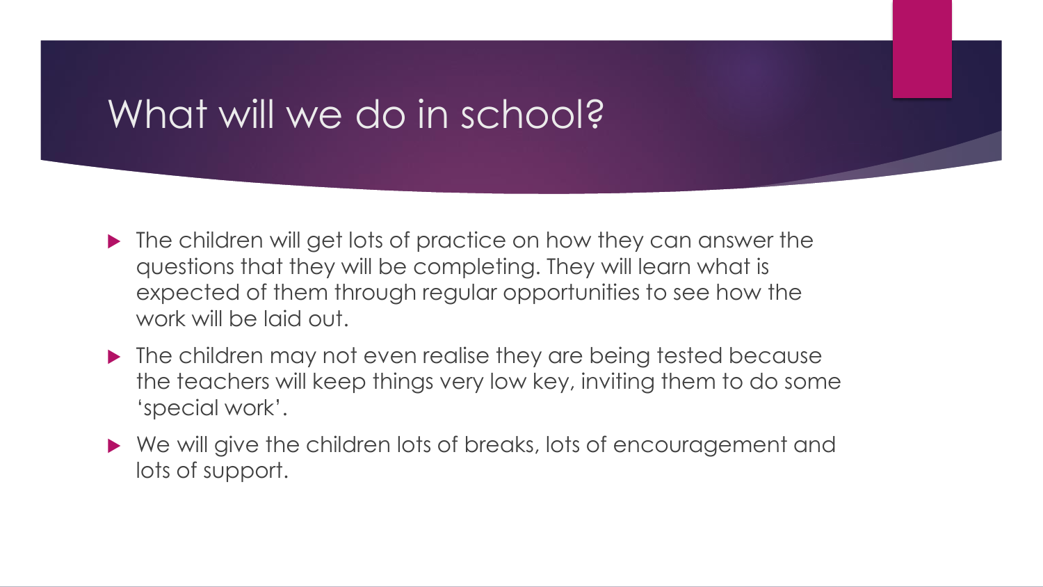# What will we do in school?

- The children will get lots of practice on how they can answer the questions that they will be completing. They will learn what is expected of them through regular opportunities to see how the work will be laid out.
- The children may not even realise they are being tested because the teachers will keep things very low key, inviting them to do some 'special work'.
- We will give the children lots of breaks, lots of encouragement and lots of support.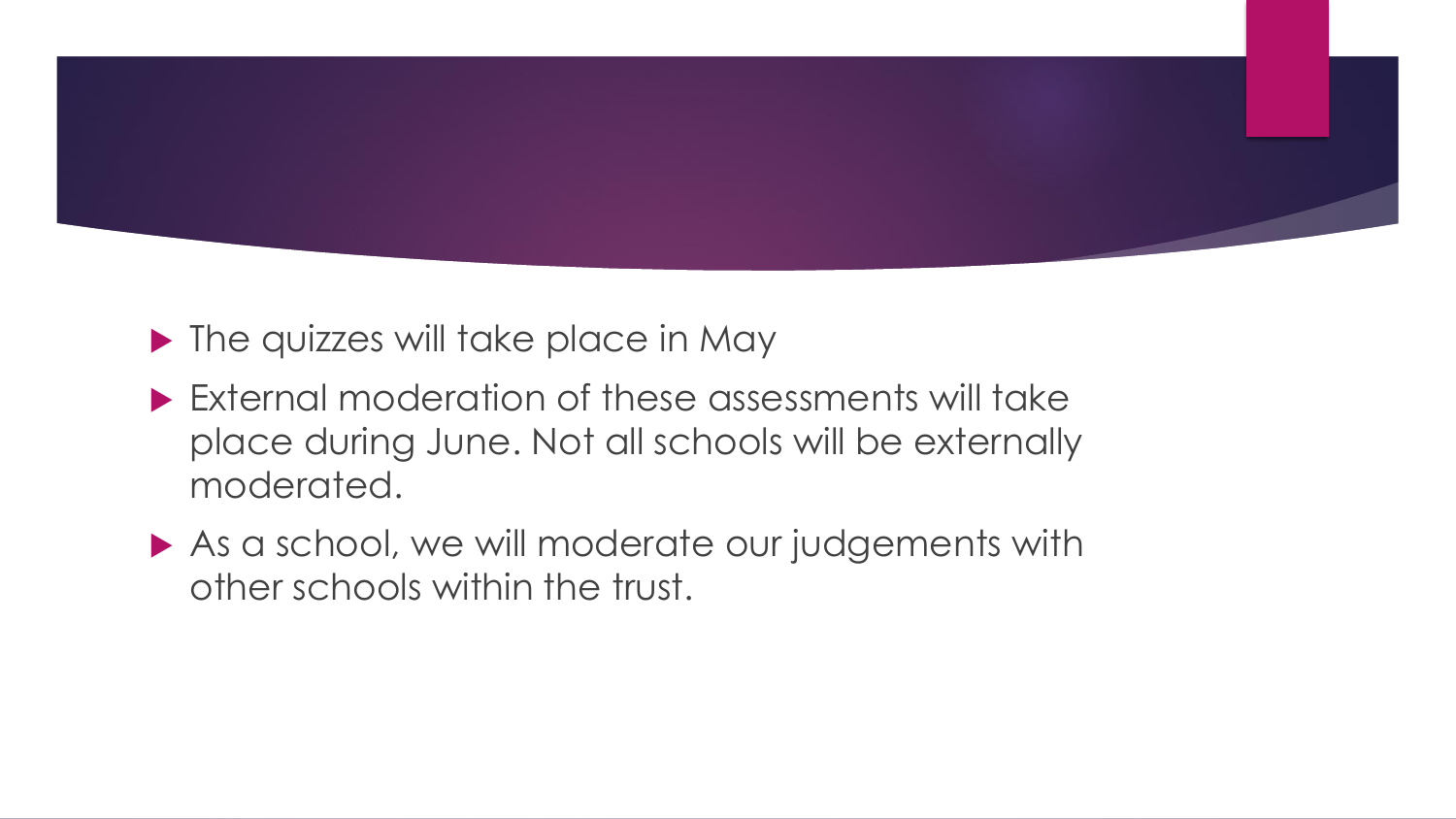- The quizzes will take place in May
- External moderation of these assessments will take place during June. Not all schools will be externally moderated.
- As a school, we will moderate our judgements with other schools within the trust.